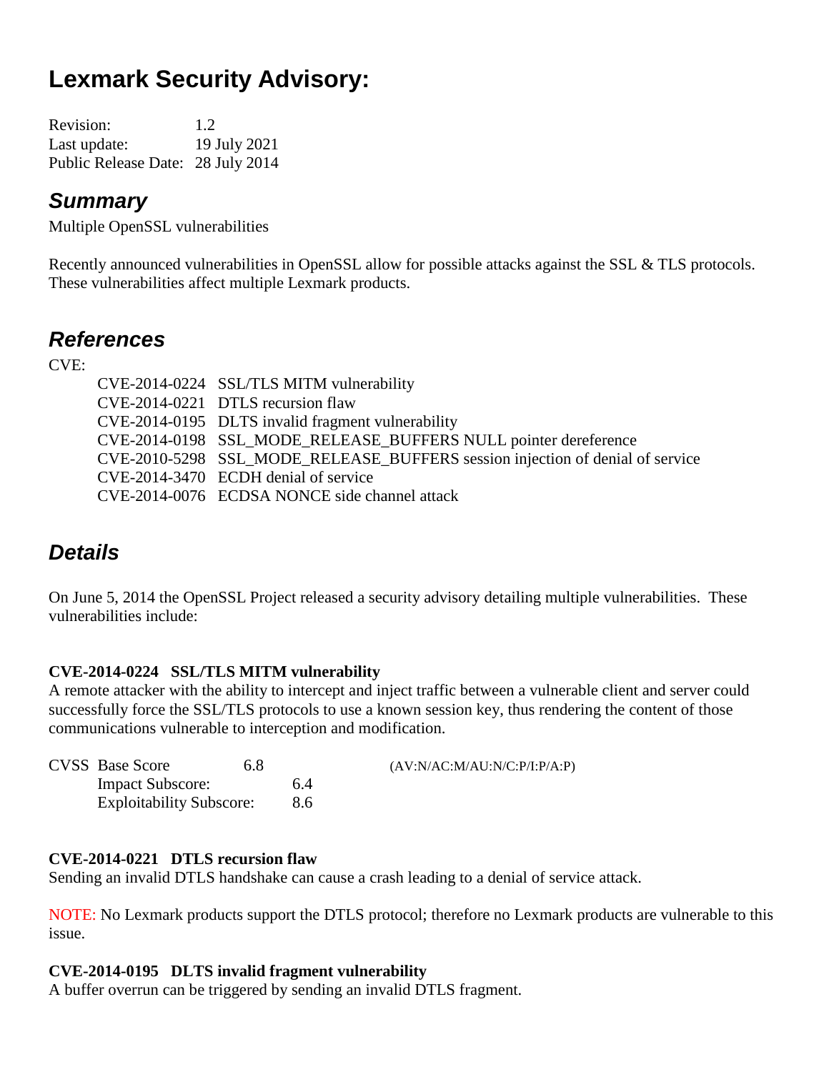# Lexmark Security Advisory:

Revision: 1.2
Last update: 19 July 2021
Public Release Date: 28 July 2014

## Summary

Multiple OpenSSL vulnerabilities

Recently announced vulnerabilities in OpenSSL allow for possible attacks against the SSL & TLS protocols. These vulnerabilities affect multiple Lexmark products.

## References

CVE:

- CVE-2014-0224 SSL/TLS MITM vulnerability
- CVE-2014-0221 DTLS recursion flaw
- CVE-2014-0195 DLTS invalid fragment vulnerability
- CVE-2014-0198 SSL_MODE_RELEASE_BUFFERS NULL pointer dereference
- CVE-2010-5298 SSL_MODE_RELEASE_BUFFERS session injection of denial of service
- CVE-2014-3470 ECDH denial of service
- CVE-2014-0076 ECDSA NONCE side channel attack

## Details

On June 5, 2014 the OpenSSL Project released a security advisory detailing multiple vulnerabilities. These vulnerabilities include:

**CVE-2014-0224 SSL/TLS MITM vulnerability**

A remote attacker with the ability to intercept and inject traffic between a vulnerable client and server could successfully force the SSL/TLS protocols to use a known session key, thus rendering the content of those communications vulnerable to interception and modification.

CVSS Base Score 6.8 (AV:N/AC:M/AU:N/C:P/I:P/A:P)
Impact Subscore: 6.4
Exploitability Subscore: 8.6

**CVE-2014-0221 DTLS recursion flaw**

Sending an invalid DTLS handshake can cause a crash leading to a denial of service attack.

NOTE: No Lexmark products support the DTLS protocol; therefore no Lexmark products are vulnerable to this issue.

**CVE-2014-0195 DLTS invalid fragment vulnerability**

A buffer overrun can be triggered by sending an invalid DTLS fragment.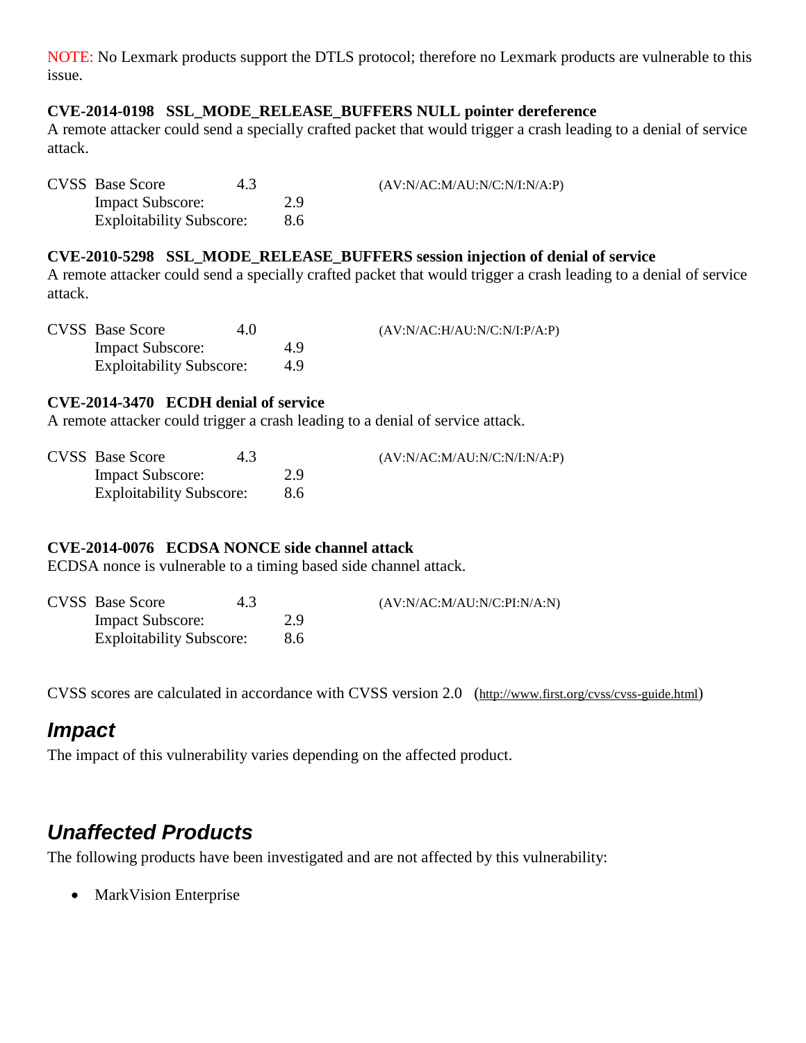NOTE: No Lexmark products support the DTLS protocol; therefore no Lexmark products are vulnerable to this issue.

**CVE-2014-0198 SSL_MODE_RELEASE_BUFFERS NULL pointer dereference**
A remote attacker could send a specially crafted packet that would trigger a crash leading to a denial of service attack.

CVSS Base Score 4.3 (AV:N/AC:M/AU:N/C:N/I:N/A:P)
Impact Subscore: 2.9
Exploitability Subscore: 8.6

**CVE-2010-5298 SSL_MODE_RELEASE_BUFFERS session injection of denial of service**
A remote attacker could send a specially crafted packet that would trigger a crash leading to a denial of service attack.

CVSS Base Score 4.0 (AV:N/AC:H/AU:N/C:N/I:P/A:P)
Impact Subscore: 4.9
Exploitability Subscore: 4.9

**CVE-2014-3470 ECDH denial of service**
A remote attacker could trigger a crash leading to a denial of service attack.

CVSS Base Score 4.3 (AV:N/AC:M/AU:N/C:N/I:N/A:P)
Impact Subscore: 2.9
Exploitability Subscore: 8.6

**CVE-2014-0076 ECDSA NONCE side channel attack**
ECDSA nonce is vulnerable to a timing based side channel attack.

CVSS Base Score 4.3 (AV:N/AC:M/AU:N/C:PI:N/A:N)
Impact Subscore: 2.9
Exploitability Subscore: 8.6

CVSS scores are calculated in accordance with CVSS version 2.0 (http://www.first.org/cvss/cvss-guide.html)

## *Impact*

The impact of this vulnerability varies depending on the affected product.

## *Unaffected Products*

The following products have been investigated and are not affected by this vulnerability:

- MarkVision Enterprise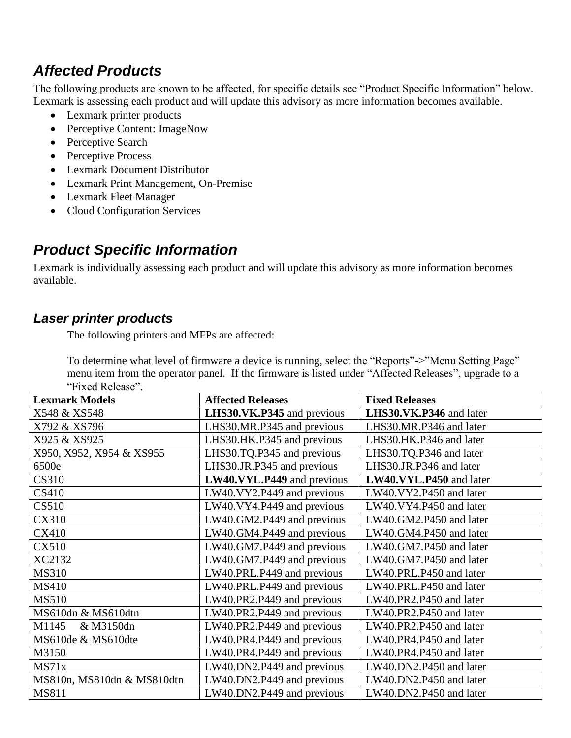## *Affected Products*

The following products are known to be affected, for specific details see "Product Specific Information" below. Lexmark is assessing each product and will update this advisory as more information becomes available.

- Lexmark printer products
- Perceptive Content: ImageNow
- Perceptive Search
- Perceptive Process
- Lexmark Document Distributor
- Lexmark Print Management, On-Premise
- Lexmark Fleet Manager
- Cloud Configuration Services

## *Product Specific Information*

Lexmark is individually assessing each product and will update this advisory as more information becomes available.

### *Laser printer products*

The following printers and MFPs are affected:

To determine what level of firmware a device is running, select the "Reports"->"Menu Setting Page" menu item from the operator panel. If the firmware is listed under "Affected Releases", upgrade to a "Fixed Release".

| Lexmark Models | Affected Releases | Fixed Releases |
|---|---|---|
| X548 & XS548 | **LHS30.VK.P345** and previous | **LHS30.VK.P346** and later |
| X792 & XS796 | LHS30.MR.P345 and previous | LHS30.MR.P346 and later |
| X925 & XS925 | LHS30.HK.P345 and previous | LHS30.HK.P346 and later |
| X950, X952, X954 & XS955 | LHS30.TQ.P345 and previous | LHS30.TQ.P346 and later |
| 6500e | LHS30.JR.P345 and previous | LHS30.JR.P346 and later |
| CS310 | **LW40.VYL.P449** and previous | **LW40.VYL.P450** and later |
| CS410 | LW40.VY2.P449 and previous | LW40.VY2.P450 and later |
| CS510 | LW40.VY4.P449 and previous | LW40.VY4.P450 and later |
| CX310 | LW40.GM2.P449 and previous | LW40.GM2.P450 and later |
| CX410 | LW40.GM4.P449 and previous | LW40.GM4.P450 and later |
| CX510 | LW40.GM7.P449 and previous | LW40.GM7.P450 and later |
| XC2132 | LW40.GM7.P449 and previous | LW40.GM7.P450 and later |
| MS310 | LW40.PRL.P449 and previous | LW40.PRL.P450 and later |
| MS410 | LW40.PRL.P449 and previous | LW40.PRL.P450 and later |
| MS510 | LW40.PR2.P449 and previous | LW40.PR2.P450 and later |
| MS610dn & MS610dtn | LW40.PR2.P449 and previous | LW40.PR2.P450 and later |
| M1145 & M3150dn | LW40.PR2.P449 and previous | LW40.PR2.P450 and later |
| MS610de & MS610dte | LW40.PR4.P449 and previous | LW40.PR4.P450 and later |
| M3150 | LW40.PR4.P449 and previous | LW40.PR4.P450 and later |
| MS71x | LW40.DN2.P449 and previous | LW40.DN2.P450 and later |
| MS810n, MS810dn & MS810dtn | LW40.DN2.P449 and previous | LW40.DN2.P450 and later |
| MS811 | LW40.DN2.P449 and previous | LW40.DN2.P450 and later |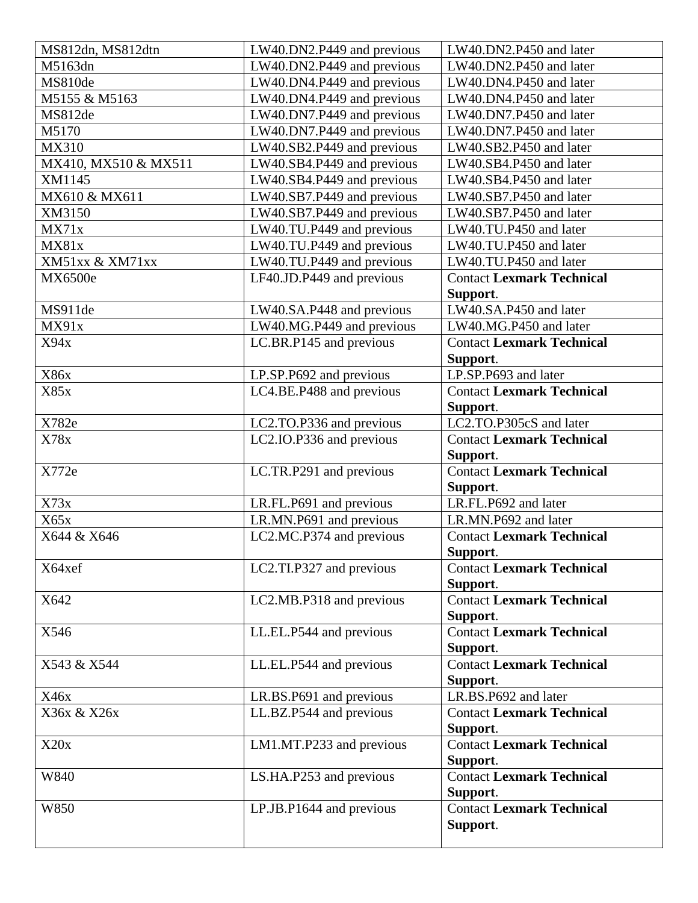| | | |
|---|---|---|
| MS812dn, MS812dtn | LW40.DN2.P449 and previous | LW40.DN2.P450 and later |
| M5163dn | LW40.DN2.P449 and previous | LW40.DN2.P450 and later |
| MS810de | LW40.DN4.P449 and previous | LW40.DN4.P450 and later |
| M5155 & M5163 | LW40.DN4.P449 and previous | LW40.DN4.P450 and later |
| MS812de | LW40.DN7.P449 and previous | LW40.DN7.P450 and later |
| M5170 | LW40.DN7.P449 and previous | LW40.DN7.P450 and later |
| MX310 | LW40.SB2.P449 and previous | LW40.SB2.P450 and later |
| MX410, MX510 & MX511 | LW40.SB4.P449 and previous | LW40.SB4.P450 and later |
| XM1145 | LW40.SB4.P449 and previous | LW40.SB4.P450 and later |
| MX610 & MX611 | LW40.SB7.P449 and previous | LW40.SB7.P450 and later |
| XM3150 | LW40.SB7.P449 and previous | LW40.SB7.P450 and later |
| MX71x | LW40.TU.P449 and previous | LW40.TU.P450 and later |
| MX81x | LW40.TU.P449 and previous | LW40.TU.P450 and later |
| XM51xx & XM71xx | LW40.TU.P449 and previous | LW40.TU.P450 and later |
| MX6500e | LF40.JD.P449 and previous | Contact **Lexmark Technical Support**. |
| MS911de | LW40.SA.P448 and previous | LW40.SA.P450 and later |
| MX91x | LW40.MG.P449 and previous | LW40.MG.P450 and later |
| X94x | LC.BR.P145 and previous | Contact **Lexmark Technical Support**. |
| X86x | LP.SP.P692 and previous | LP.SP.P693 and later |
| X85x | LC4.BE.P488 and previous | Contact **Lexmark Technical Support**. |
| X782e | LC2.TO.P336 and previous | LC2.TO.P305cS and later |
| X78x | LC2.IO.P336 and previous | Contact **Lexmark Technical Support**. |
| X772e | LC.TR.P291 and previous | Contact **Lexmark Technical Support**. |
| X73x | LR.FL.P691 and previous | LR.FL.P692 and later |
| X65x | LR.MN.P691 and previous | LR.MN.P692 and later |
| X644 & X646 | LC2.MC.P374 and previous | Contact **Lexmark Technical Support**. |
| X64xef | LC2.TI.P327 and previous | Contact **Lexmark Technical Support**. |
| X642 | LC2.MB.P318 and previous | Contact **Lexmark Technical Support**. |
| X546 | LL.EL.P544 and previous | Contact **Lexmark Technical Support**. |
| X543 & X544 | LL.EL.P544 and previous | Contact **Lexmark Technical Support**. |
| X46x | LR.BS.P691 and previous | LR.BS.P692 and later |
| X36x & X26x | LL.BZ.P544 and previous | Contact **Lexmark Technical Support**. |
| X20x | LM1.MT.P233 and previous | Contact **Lexmark Technical Support**. |
| W840 | LS.HA.P253 and previous | Contact **Lexmark Technical Support**. |
| W850 | LP.JB.P1644 and previous | Contact **Lexmark Technical Support**. |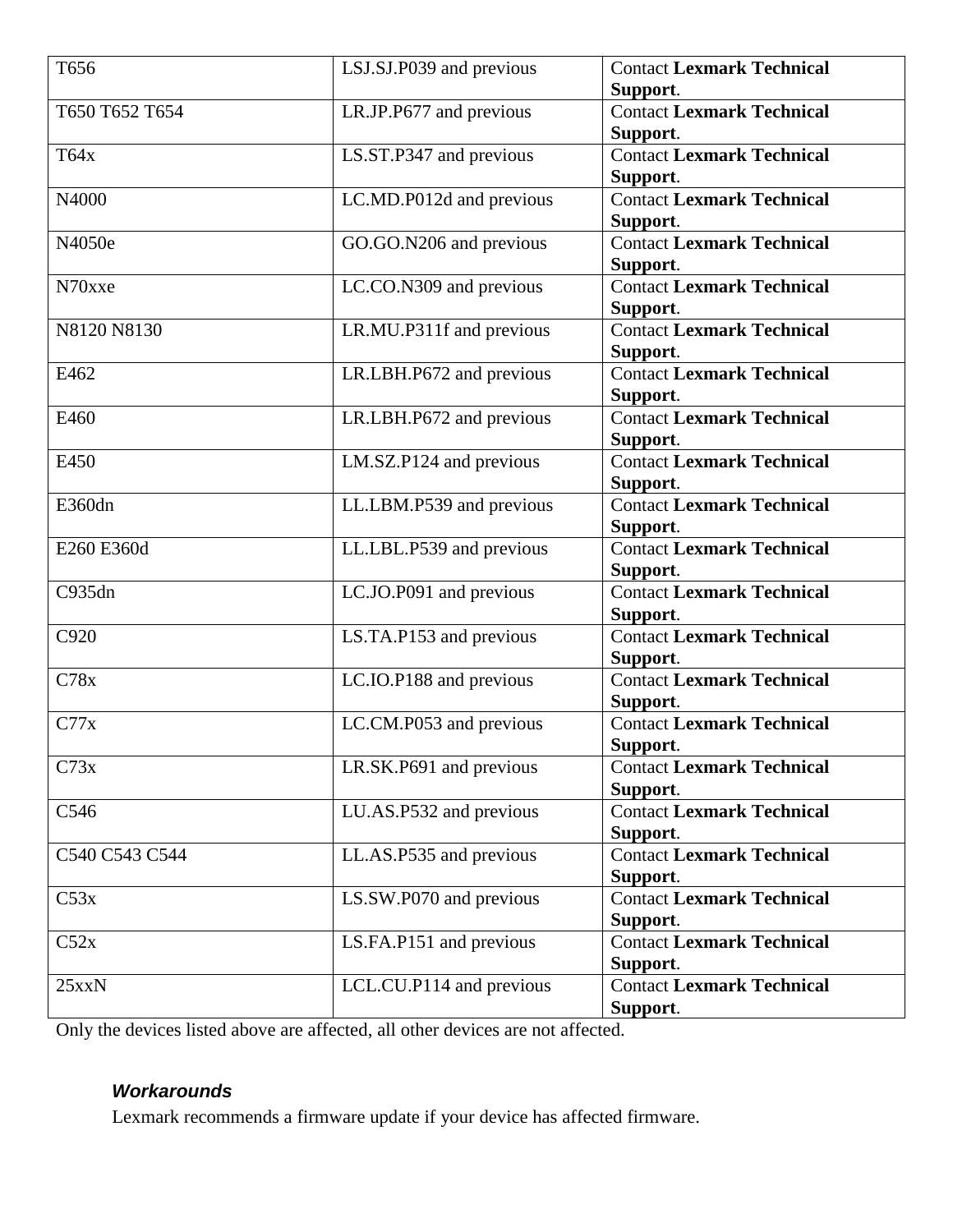| T656 | LSJ.SJ.P039 and previous | Contact **Lexmark Technical Support**. |
|---|---|---|
| T650 T652 T654 | LR.JP.P677 and previous | Contact **Lexmark Technical Support**. |
| T64x | LS.ST.P347 and previous | Contact **Lexmark Technical Support**. |
| N4000 | LC.MD.P012d and previous | Contact **Lexmark Technical Support**. |
| N4050e | GO.GO.N206 and previous | Contact **Lexmark Technical Support**. |
| N70xxe | LC.CO.N309 and previous | Contact **Lexmark Technical Support**. |
| N8120 N8130 | LR.MU.P311f and previous | Contact **Lexmark Technical Support**. |
| E462 | LR.LBH.P672 and previous | Contact **Lexmark Technical Support**. |
| E460 | LR.LBH.P672 and previous | Contact **Lexmark Technical Support**. |
| E450 | LM.SZ.P124 and previous | Contact **Lexmark Technical Support**. |
| E360dn | LL.LBM.P539 and previous | Contact **Lexmark Technical Support**. |
| E260 E360d | LL.LBL.P539 and previous | Contact **Lexmark Technical Support**. |
| C935dn | LC.JO.P091 and previous | Contact **Lexmark Technical Support**. |
| C920 | LS.TA.P153 and previous | Contact **Lexmark Technical Support**. |
| C78x | LC.IO.P188 and previous | Contact **Lexmark Technical Support**. |
| C77x | LC.CM.P053 and previous | Contact **Lexmark Technical Support**. |
| C73x | LR.SK.P691 and previous | Contact **Lexmark Technical Support**. |
| C546 | LU.AS.P532 and previous | Contact **Lexmark Technical Support**. |
| C540 C543 C544 | LL.AS.P535 and previous | Contact **Lexmark Technical Support**. |
| C53x | LS.SW.P070 and previous | Contact **Lexmark Technical Support**. |
| C52x | LS.FA.P151 and previous | Contact **Lexmark Technical Support**. |
| 25xxN | LCL.CU.P114 and previous | Contact **Lexmark Technical Support**. |

Only the devices listed above are affected, all other devices are not affected.

### *Workarounds*

Lexmark recommends a firmware update if your device has affected firmware.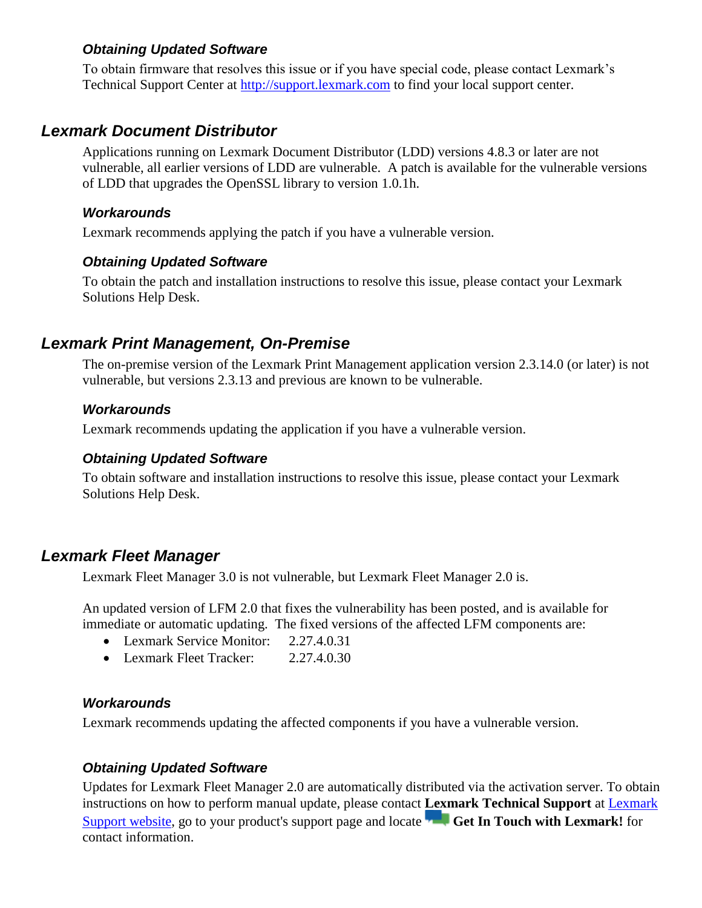#### *Obtaining Updated Software*

To obtain firmware that resolves this issue or if you have special code, please contact Lexmark's Technical Support Center at [http://support.lexmark.com](http://support.lexmark.com) to find your local support center.

### *Lexmark Document Distributor*

Applications running on Lexmark Document Distributor (LDD) versions 4.8.3 or later are not vulnerable, all earlier versions of LDD are vulnerable. A patch is available for the vulnerable versions of LDD that upgrades the OpenSSL library to version 1.0.1h.

#### *Workarounds*

Lexmark recommends applying the patch if you have a vulnerable version.

#### *Obtaining Updated Software*

To obtain the patch and installation instructions to resolve this issue, please contact your Lexmark Solutions Help Desk.

### *Lexmark Print Management, On-Premise*

The on-premise version of the Lexmark Print Management application version 2.3.14.0 (or later) is not vulnerable, but versions 2.3.13 and previous are known to be vulnerable.

#### *Workarounds*

Lexmark recommends updating the application if you have a vulnerable version.

#### *Obtaining Updated Software*

To obtain software and installation instructions to resolve this issue, please contact your Lexmark Solutions Help Desk.

### *Lexmark Fleet Manager*

Lexmark Fleet Manager 3.0 is not vulnerable, but Lexmark Fleet Manager 2.0 is.

An updated version of LFM 2.0 that fixes the vulnerability has been posted, and is available for immediate or automatic updating. The fixed versions of the affected LFM components are:

- Lexmark Service Monitor: 2.27.4.0.31
- Lexmark Fleet Tracker: 2.27.4.0.30

#### *Workarounds*

Lexmark recommends updating the affected components if you have a vulnerable version.

#### *Obtaining Updated Software*

Updates for Lexmark Fleet Manager 2.0 are automatically distributed via the activation server. To obtain instructions on how to perform manual update, please contact **Lexmark Technical Support** at Lexmark Support website, go to your product's support page and locate **Get In Touch with Lexmark!** for contact information.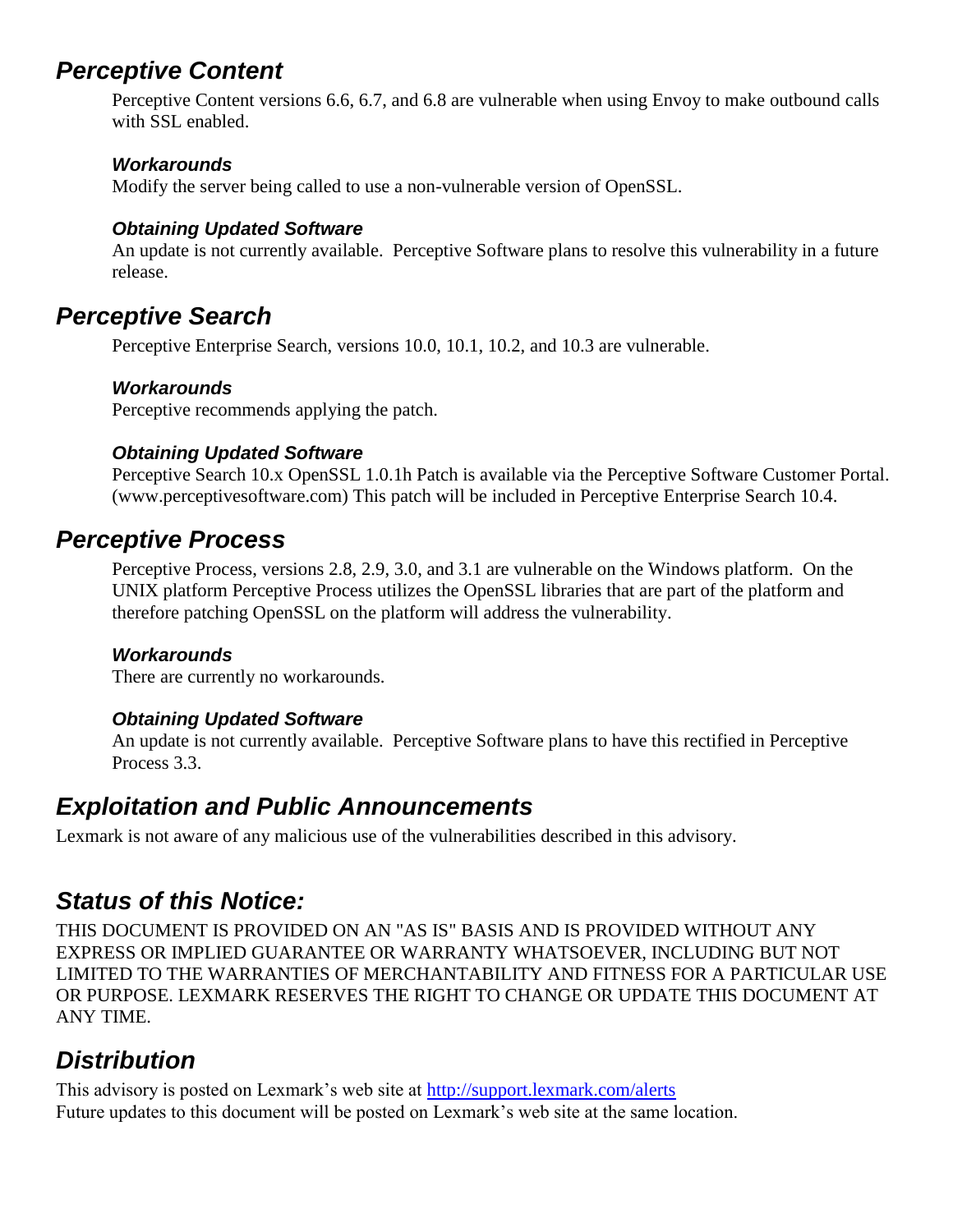## Perceptive Content

Perceptive Content versions 6.6, 6.7, and 6.8 are vulnerable when using Envoy to make outbound calls with SSL enabled.

### Workarounds

Modify the server being called to use a non-vulnerable version of OpenSSL.

### Obtaining Updated Software

An update is not currently available. Perceptive Software plans to resolve this vulnerability in a future release.

## Perceptive Search

Perceptive Enterprise Search, versions 10.0, 10.1, 10.2, and 10.3 are vulnerable.

### Workarounds

Perceptive recommends applying the patch.

### Obtaining Updated Software

Perceptive Search 10.x OpenSSL 1.0.1h Patch is available via the Perceptive Software Customer Portal. (www.perceptivesoftware.com) This patch will be included in Perceptive Enterprise Search 10.4.

## Perceptive Process

Perceptive Process, versions 2.8, 2.9, 3.0, and 3.1 are vulnerable on the Windows platform. On the UNIX platform Perceptive Process utilizes the OpenSSL libraries that are part of the platform and therefore patching OpenSSL on the platform will address the vulnerability.

### Workarounds

There are currently no workarounds.

### Obtaining Updated Software

An update is not currently available. Perceptive Software plans to have this rectified in Perceptive Process 3.3.

## Exploitation and Public Announcements

Lexmark is not aware of any malicious use of the vulnerabilities described in this advisory.

## Status of this Notice:

THIS DOCUMENT IS PROVIDED ON AN "AS IS" BASIS AND IS PROVIDED WITHOUT ANY EXPRESS OR IMPLIED GUARANTEE OR WARRANTY WHATSOEVER, INCLUDING BUT NOT LIMITED TO THE WARRANTIES OF MERCHANTABILITY AND FITNESS FOR A PARTICULAR USE OR PURPOSE. LEXMARK RESERVES THE RIGHT TO CHANGE OR UPDATE THIS DOCUMENT AT ANY TIME.

## Distribution

This advisory is posted on Lexmark's web site at [http://support.lexmark.com/alerts](http://support.lexmark.com/alerts)
Future updates to this document will be posted on Lexmark's web site at the same location.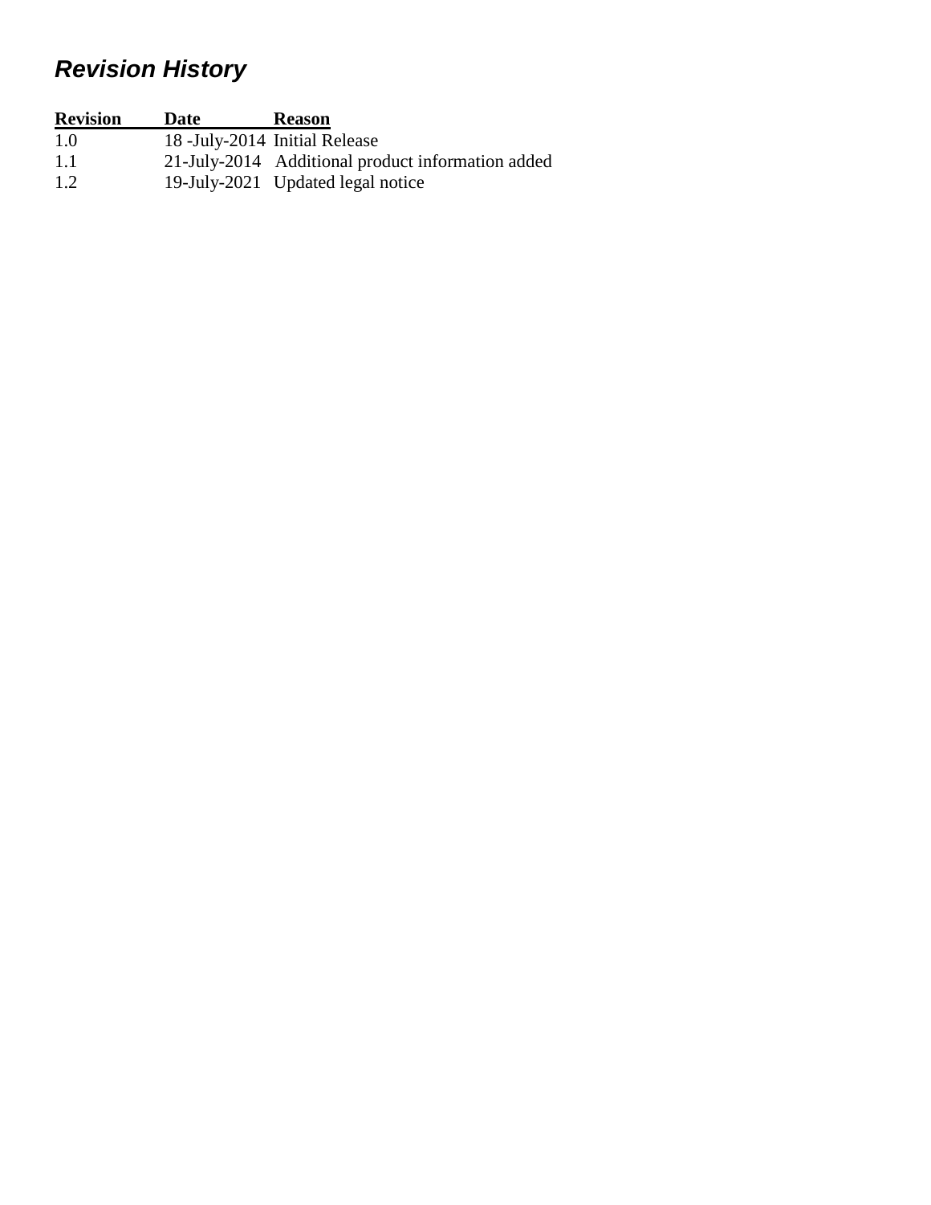## *Revision History*

| Revision | Date | Reason |
|---|---|---|
| 1.0 | 18 -July-2014 | Initial Release |
| 1.1 | 21-July-2014 | Additional product information added |
| 1.2 | 19-July-2021 | Updated legal notice |